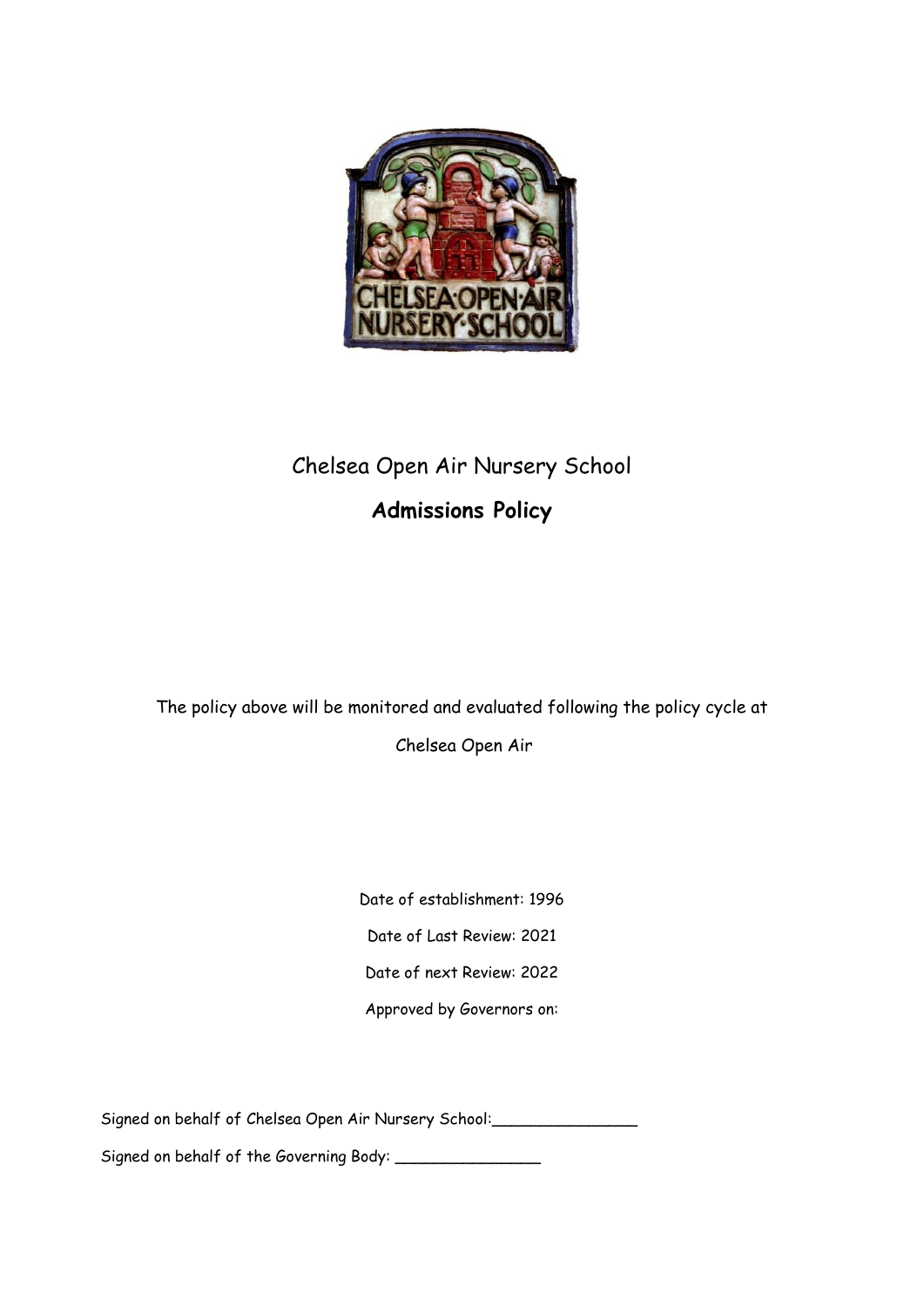Chelsea Open Air Nursery School

# Admissions Policy

The policy above will be monitored and evaluated following the policy cycle at

Chelsea Open Air

Date of establishment: 1996

Date of Last Review: 2021

Date of next Review: 2022

Approved by Governors on:

Signed on behalf of Chelsea Open Air Nursery School:_______________

Signed on behalf of the Governing Body: _______________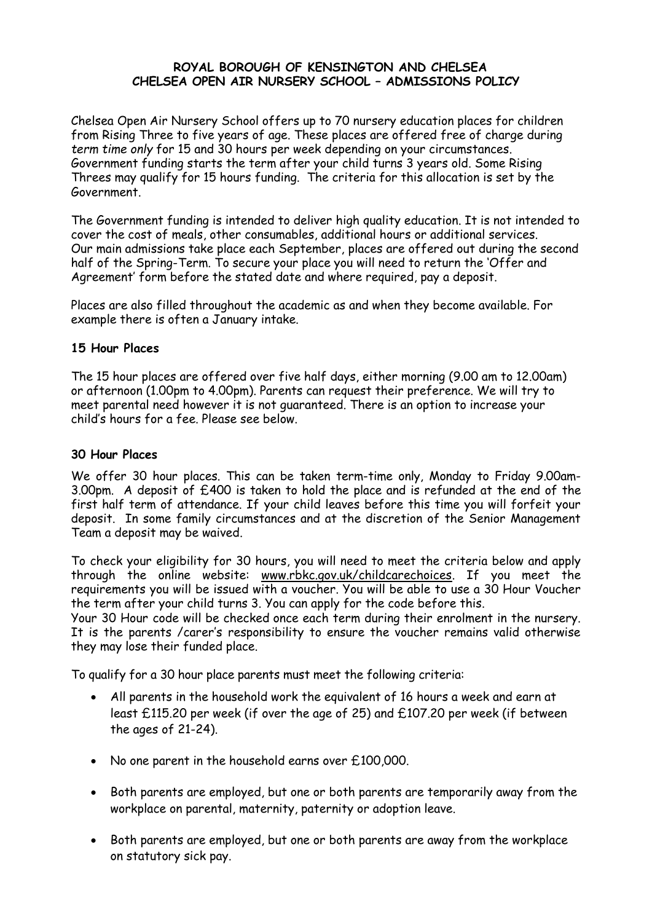**ROYAL BOROUGH OF KENSINGTON AND CHELSEA**
**CHELSEA OPEN AIR NURSERY SCHOOL – ADMISSIONS POLICY**

Chelsea Open Air Nursery School offers up to 70 nursery education places for children from Rising Three to five years of age. These places are offered free of charge during *term time only* for 15 and 30 hours per week depending on your circumstances. Government funding starts the term after your child turns 3 years old. Some Rising Threes may qualify for 15 hours funding. The criteria for this allocation is set by the Government.

The Government funding is intended to deliver high quality education. It is not intended to cover the cost of meals, other consumables, additional hours or additional services. Our main admissions take place each September, places are offered out during the second half of the Spring-Term. To secure your place you will need to return the 'Offer and Agreement' form before the stated date and where required, pay a deposit.

Places are also filled throughout the academic as and when they become available. For example there is often a January intake.

### 15 Hour Places

The 15 hour places are offered over five half days, either morning (9.00 am to 12.00am) or afternoon (1.00pm to 4.00pm). Parents can request their preference. We will try to meet parental need however it is not guaranteed. There is an option to increase your child's hours for a fee. Please see below.

### 30 Hour Places

We offer 30 hour places. This can be taken term-time only, Monday to Friday 9.00am-3.00pm. A deposit of £400 is taken to hold the place and is refunded at the end of the first half term of attendance. If your child leaves before this time you will forfeit your deposit. In some family circumstances and at the discretion of the Senior Management Team a deposit may be waived.

To check your eligibility for 30 hours, you will need to meet the criteria below and apply through the online website: www.rbkc.gov.uk/childcarechoices. If you meet the requirements you will be issued with a voucher. You will be able to use a 30 Hour Voucher the term after your child turns 3. You can apply for the code before this.
Your 30 Hour code will be checked once each term during their enrolment in the nursery. It is the parents /carer's responsibility to ensure the voucher remains valid otherwise they may lose their funded place.

To qualify for a 30 hour place parents must meet the following criteria:

- All parents in the household work the equivalent of 16 hours a week and earn at least £115.20 per week (if over the age of 25) and £107.20 per week (if between the ages of 21-24).
- No one parent in the household earns over £100,000.
- Both parents are employed, but one or both parents are temporarily away from the workplace on parental, maternity, paternity or adoption leave.
- Both parents are employed, but one or both parents are away from the workplace on statutory sick pay.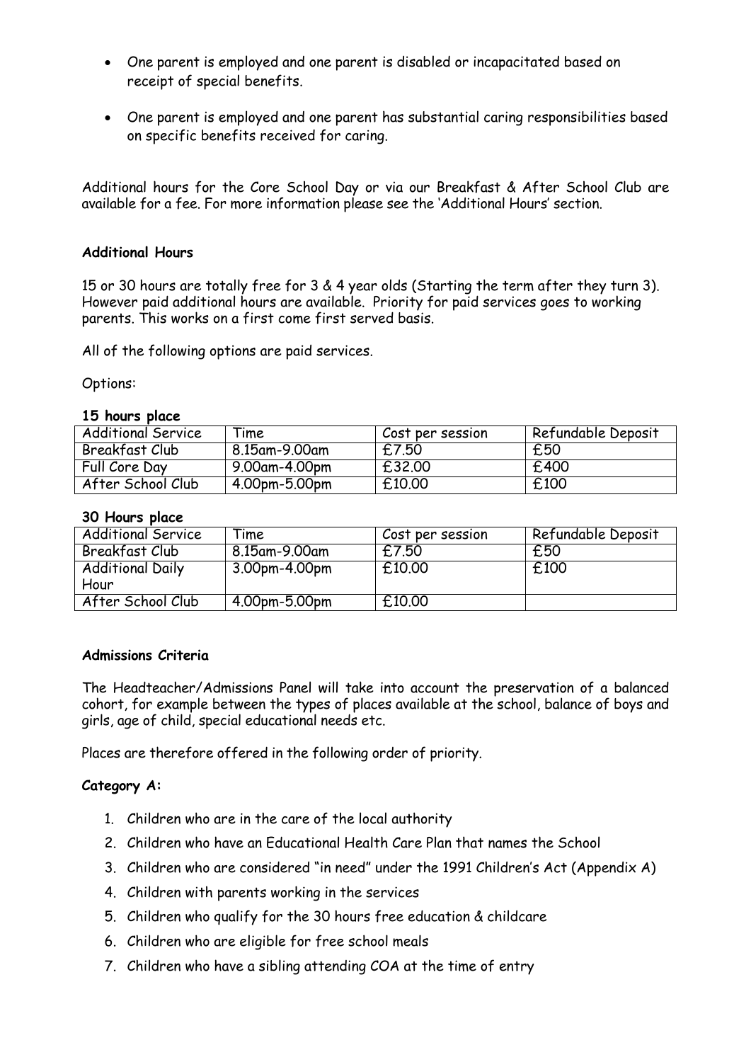- One parent is employed and one parent is disabled or incapacitated based on receipt of special benefits.
- One parent is employed and one parent has substantial caring responsibilities based on specific benefits received for caring.

Additional hours for the Core School Day or via our Breakfast & After School Club are available for a fee. For more information please see the 'Additional Hours' section.

**Additional Hours**

15 or 30 hours are totally free for 3 & 4 year olds (Starting the term after they turn 3). However paid additional hours are available. Priority for paid services goes to working parents. This works on a first come first served basis.

All of the following options are paid services.

Options:

**15 hours place**

| Additional Service | Time | Cost per session | Refundable Deposit |
| --- | --- | --- | --- |
| Breakfast Club | 8.15am-9.00am | £7.50 | £50 |
| Full Core Day | 9.00am-4.00pm | £32.00 | £400 |
| After School Club | 4.00pm-5.00pm | £10.00 | £100 |

**30 Hours place**

| Additional Service | Time | Cost per session | Refundable Deposit |
| --- | --- | --- | --- |
| Breakfast Club | 8.15am-9.00am | £7.50 | £50 |
| Additional Daily Hour | 3.00pm-4.00pm | £10.00 | £100 |
| After School Club | 4.00pm-5.00pm | £10.00 | |

**Admissions Criteria**

The Headteacher/Admissions Panel will take into account the preservation of a balanced cohort, for example between the types of places available at the school, balance of boys and girls, age of child, special educational needs etc.

Places are therefore offered in the following order of priority.

**Category A:**

1. Children who are in the care of the local authority
2. Children who have an Educational Health Care Plan that names the School
3. Children who are considered "in need" under the 1991 Children's Act (Appendix A)
4. Children with parents working in the services
5. Children who qualify for the 30 hours free education & childcare
6. Children who are eligible for free school meals
7. Children who have a sibling attending COA at the time of entry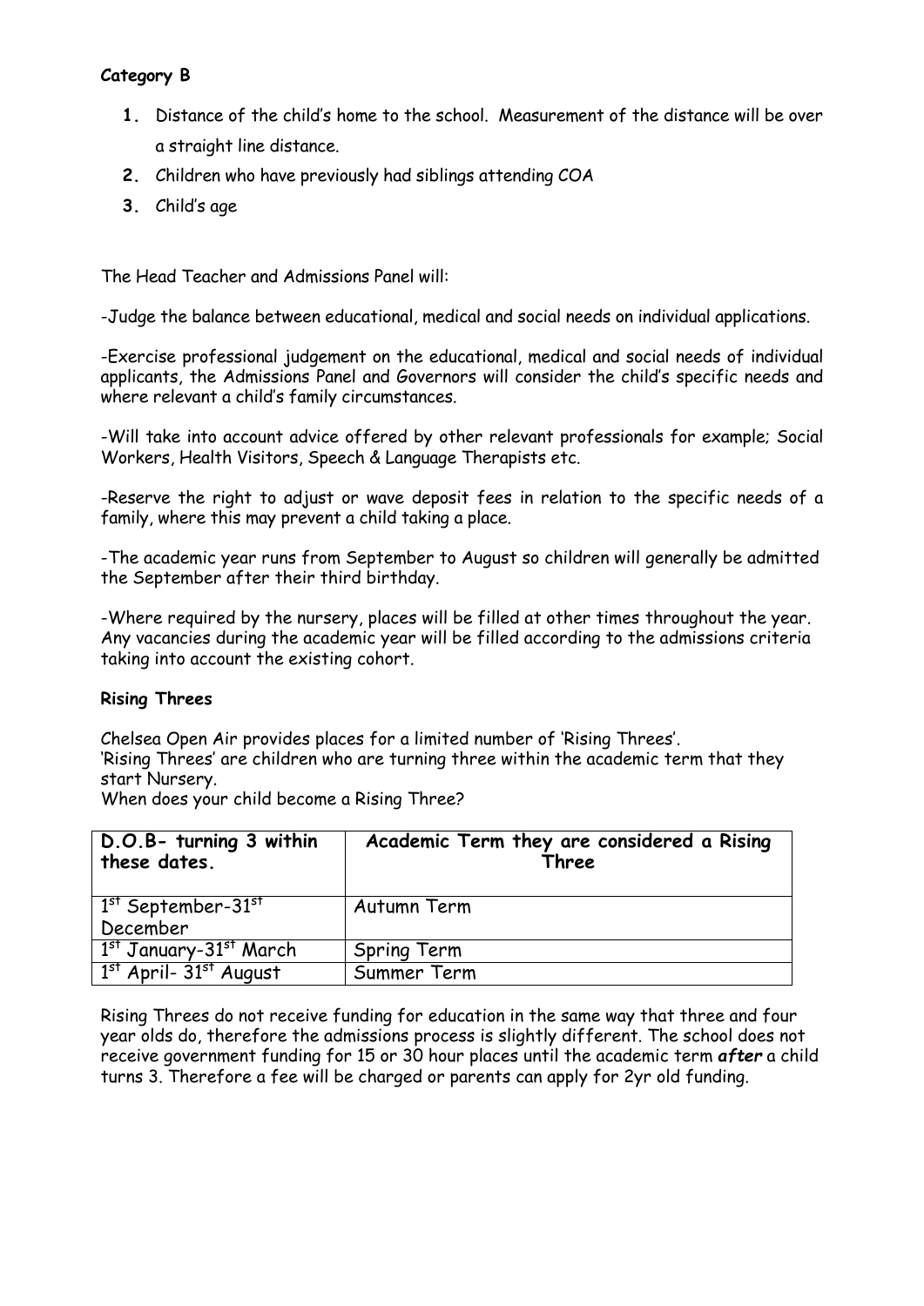**Category B**

1. Distance of the child's home to the school. Measurement of the distance will be over a straight line distance.
2. Children who have previously had siblings attending COA
3. Child's age

The Head Teacher and Admissions Panel will:

-Judge the balance between educational, medical and social needs on individual applications.

-Exercise professional judgement on the educational, medical and social needs of individual applicants, the Admissions Panel and Governors will consider the child's specific needs and where relevant a child's family circumstances.

-Will take into account advice offered by other relevant professionals for example; Social Workers, Health Visitors, Speech & Language Therapists etc.

-Reserve the right to adjust or wave deposit fees in relation to the specific needs of a family, where this may prevent a child taking a place.

-The academic year runs from September to August so children will generally be admitted the September after their third birthday.

-Where required by the nursery, places will be filled at other times throughout the year. Any vacancies during the academic year will be filled according to the admissions criteria taking into account the existing cohort.

**Rising Threes**

Chelsea Open Air provides places for a limited number of 'Rising Threes'.
'Rising Threes' are children who are turning three within the academic term that they start Nursery.
When does your child become a Rising Three?

| **D.O.B- turning 3 within these dates.** | **Academic Term they are considered a Rising Three** |
|---|---|
| 1st September-31st December | Autumn Term |
| 1st January-31st March | Spring Term |
| 1st April- 31st August | Summer Term |

Rising Threes do not receive funding for education in the same way that three and four year olds do, therefore the admissions process is slightly different. The school does not receive government funding for 15 or 30 hour places until the academic term ***after*** a child turns 3. Therefore a fee will be charged or parents can apply for 2yr old funding.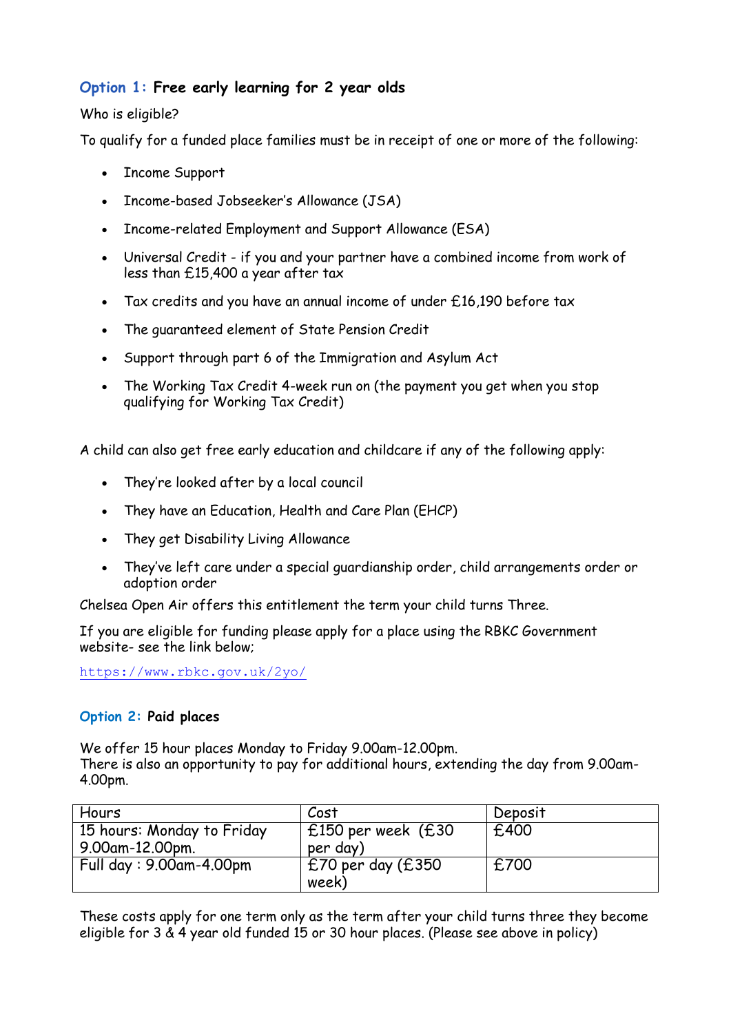### **Option 1:** Free early learning for 2 year olds

Who is eligible?

To qualify for a funded place families must be in receipt of one or more of the following:

- Income Support
- Income-based Jobseeker's Allowance (JSA)
- Income-related Employment and Support Allowance (ESA)
- Universal Credit - if you and your partner have a combined income from work of less than £15,400 a year after tax
- Tax credits and you have an annual income of under £16,190 before tax
- The guaranteed element of State Pension Credit
- Support through part 6 of the Immigration and Asylum Act
- The Working Tax Credit 4-week run on (the payment you get when you stop qualifying for Working Tax Credit)

A child can also get free early education and childcare if any of the following apply:

- They're looked after by a local council
- They have an Education, Health and Care Plan (EHCP)
- They get Disability Living Allowance
- They've left care under a special guardianship order, child arrangements order or adoption order

Chelsea Open Air offers this entitlement the term your child turns Three.

If you are eligible for funding please apply for a place using the RBKC Government website- see the link below;

https://www.rbkc.gov.uk/2yo/

### **Option 2:** Paid places

We offer 15 hour places Monday to Friday 9.00am-12.00pm.
There is also an opportunity to pay for additional hours, extending the day from 9.00am-4.00pm.

| Hours | Cost | Deposit |
|---|---|---|
| 15 hours: Monday to Friday 9.00am-12.00pm. | £150 per week (£30 per day) | £400 |
| Full day : 9.00am-4.00pm | £70 per day (£350 week) | £700 |

These costs apply for one term only as the term after your child turns three they become eligible for 3 & 4 year old funded 15 or 30 hour places. (Please see above in policy)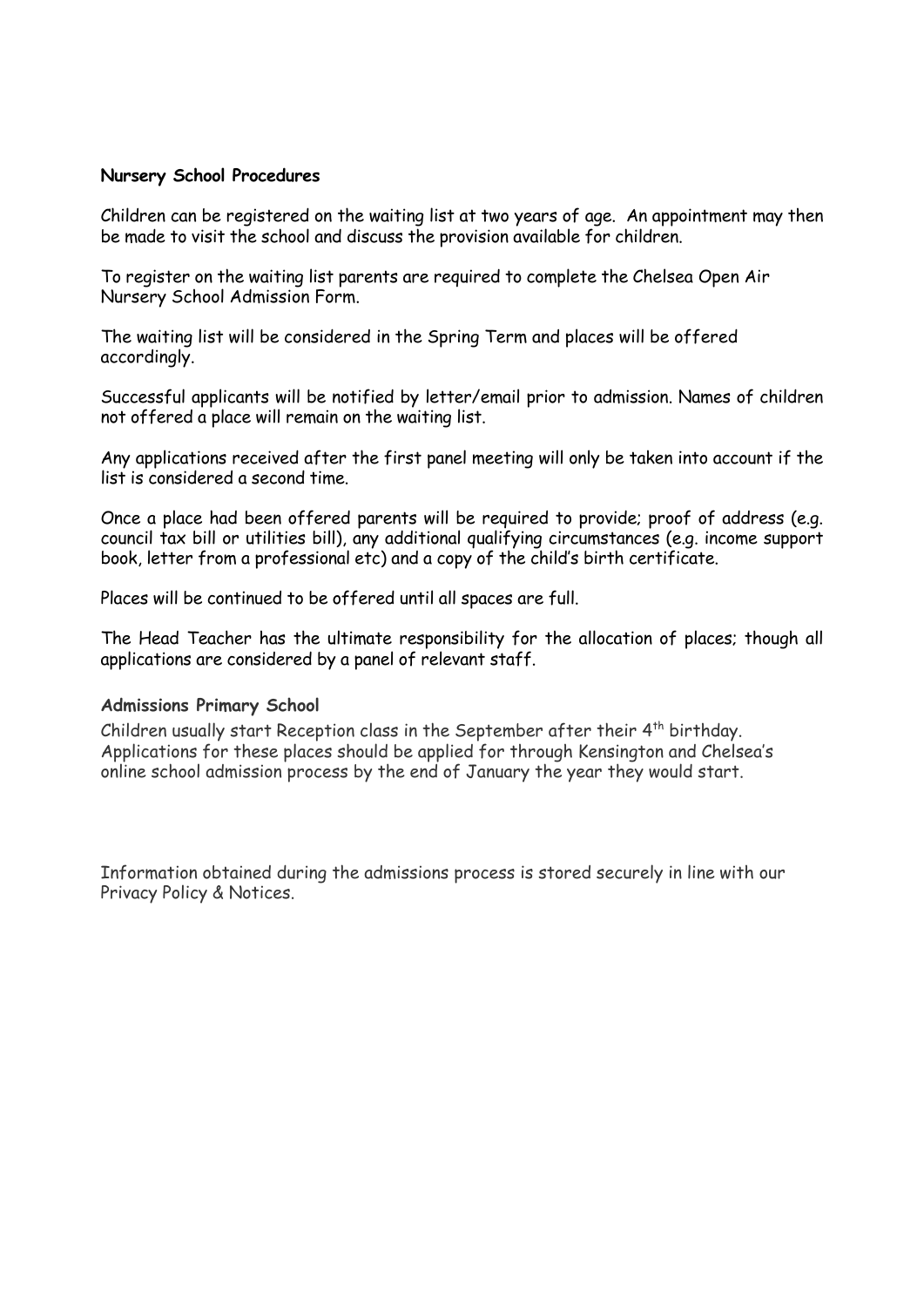**Nursery School Procedures**

Children can be registered on the waiting list at two years of age. An appointment may then be made to visit the school and discuss the provision available for children.

To register on the waiting list parents are required to complete the Chelsea Open Air Nursery School Admission Form.

The waiting list will be considered in the Spring Term and places will be offered accordingly.

Successful applicants will be notified by letter/email prior to admission. Names of children not offered a place will remain on the waiting list.

Any applications received after the first panel meeting will only be taken into account if the list is considered a second time.

Once a place had been offered parents will be required to provide; proof of address (e.g. council tax bill or utilities bill), any additional qualifying circumstances (e.g. income support book, letter from a professional etc) and a copy of the child's birth certificate.

Places will be continued to be offered until all spaces are full.

The Head Teacher has the ultimate responsibility for the allocation of places; though all applications are considered by a panel of relevant staff.

**Admissions Primary School**

Children usually start Reception class in the September after their 4th birthday. Applications for these places should be applied for through Kensington and Chelsea's online school admission process by the end of January the year they would start.

Information obtained during the admissions process is stored securely in line with our Privacy Policy & Notices.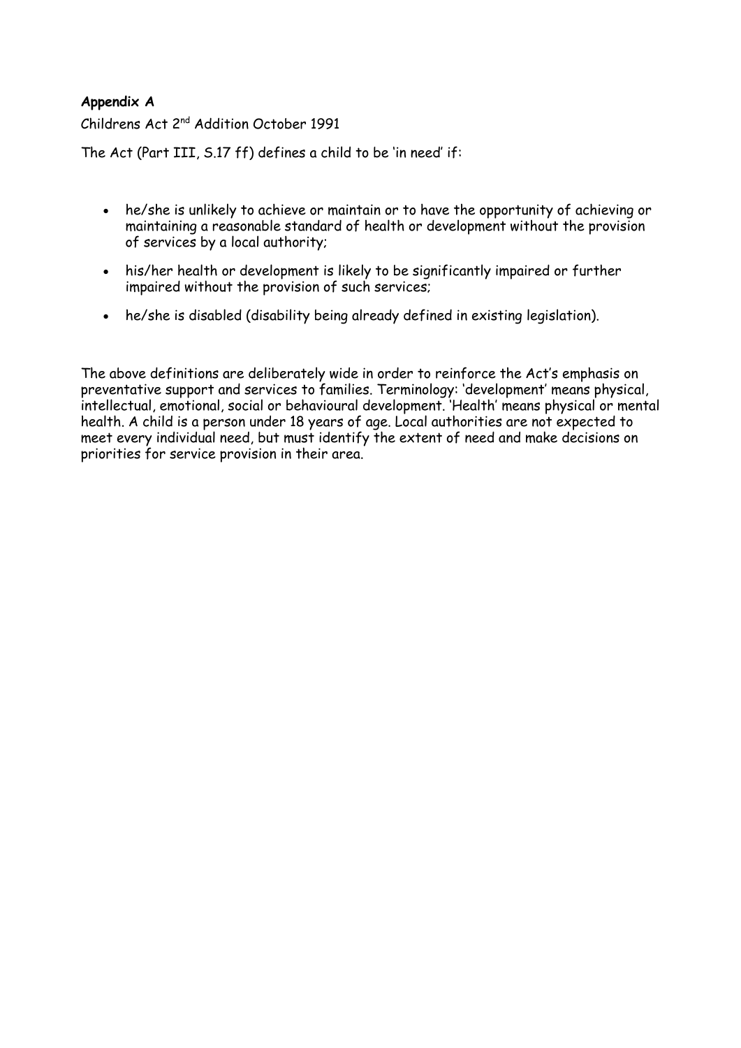**Appendix A**

Childrens Act 2nd Addition October 1991

The Act (Part III, S.17 ff) defines a child to be 'in need' if:

- he/she is unlikely to achieve or maintain or to have the opportunity of achieving or maintaining a reasonable standard of health or development without the provision of services by a local authority;
- his/her health or development is likely to be significantly impaired or further impaired without the provision of such services;
- he/she is disabled (disability being already defined in existing legislation).

The above definitions are deliberately wide in order to reinforce the Act's emphasis on preventative support and services to families. Terminology: 'development' means physical, intellectual, emotional, social or behavioural development. 'Health' means physical or mental health. A child is a person under 18 years of age. Local authorities are not expected to meet every individual need, but must identify the extent of need and make decisions on priorities for service provision in their area.